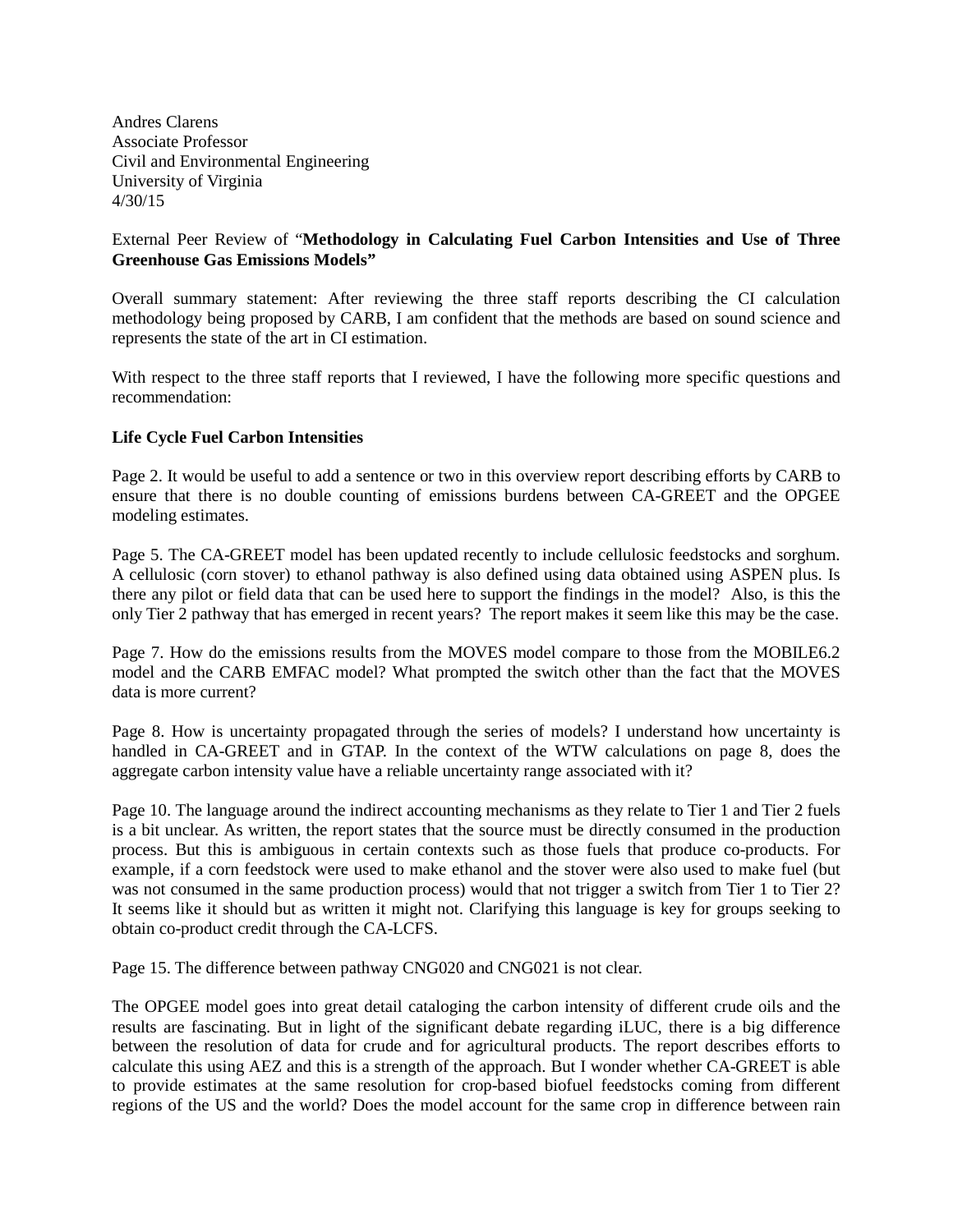Andres Clarens
Associate Professor
Civil and Environmental Engineering
University of Virginia
4/30/15

External Peer Review of "**Methodology in Calculating Fuel Carbon Intensities and Use of Three Greenhouse Gas Emissions Models"**

Overall summary statement: After reviewing the three staff reports describing the CI calculation methodology being proposed by CARB, I am confident that the methods are based on sound science and represents the state of the art in CI estimation.

With respect to the three staff reports that I reviewed, I have the following more specific questions and recommendation:

**Life Cycle Fuel Carbon Intensities**

Page 2. It would be useful to add a sentence or two in this overview report describing efforts by CARB to ensure that there is no double counting of emissions burdens between CA-GREET and the OPGEE modeling estimates.

Page 5. The CA-GREET model has been updated recently to include cellulosic feedstocks and sorghum. A cellulosic (corn stover) to ethanol pathway is also defined using data obtained using ASPEN plus. Is there any pilot or field data that can be used here to support the findings in the model? Also, is this the only Tier 2 pathway that has emerged in recent years? The report makes it seem like this may be the case.

Page 7. How do the emissions results from the MOVES model compare to those from the MOBILE6.2 model and the CARB EMFAC model? What prompted the switch other than the fact that the MOVES data is more current?

Page 8. How is uncertainty propagated through the series of models? I understand how uncertainty is handled in CA-GREET and in GTAP. In the context of the WTW calculations on page 8, does the aggregate carbon intensity value have a reliable uncertainty range associated with it?

Page 10. The language around the indirect accounting mechanisms as they relate to Tier 1 and Tier 2 fuels is a bit unclear. As written, the report states that the source must be directly consumed in the production process. But this is ambiguous in certain contexts such as those fuels that produce co-products. For example, if a corn feedstock were used to make ethanol and the stover were also used to make fuel (but was not consumed in the same production process) would that not trigger a switch from Tier 1 to Tier 2? It seems like it should but as written it might not. Clarifying this language is key for groups seeking to obtain co-product credit through the CA-LCFS.

Page 15. The difference between pathway CNG020 and CNG021 is not clear.

The OPGEE model goes into great detail cataloging the carbon intensity of different crude oils and the results are fascinating. But in light of the significant debate regarding iLUC, there is a big difference between the resolution of data for crude and for agricultural products. The report describes efforts to calculate this using AEZ and this is a strength of the approach. But I wonder whether CA-GREET is able to provide estimates at the same resolution for crop-based biofuel feedstocks coming from different regions of the US and the world? Does the model account for the same crop in difference between rain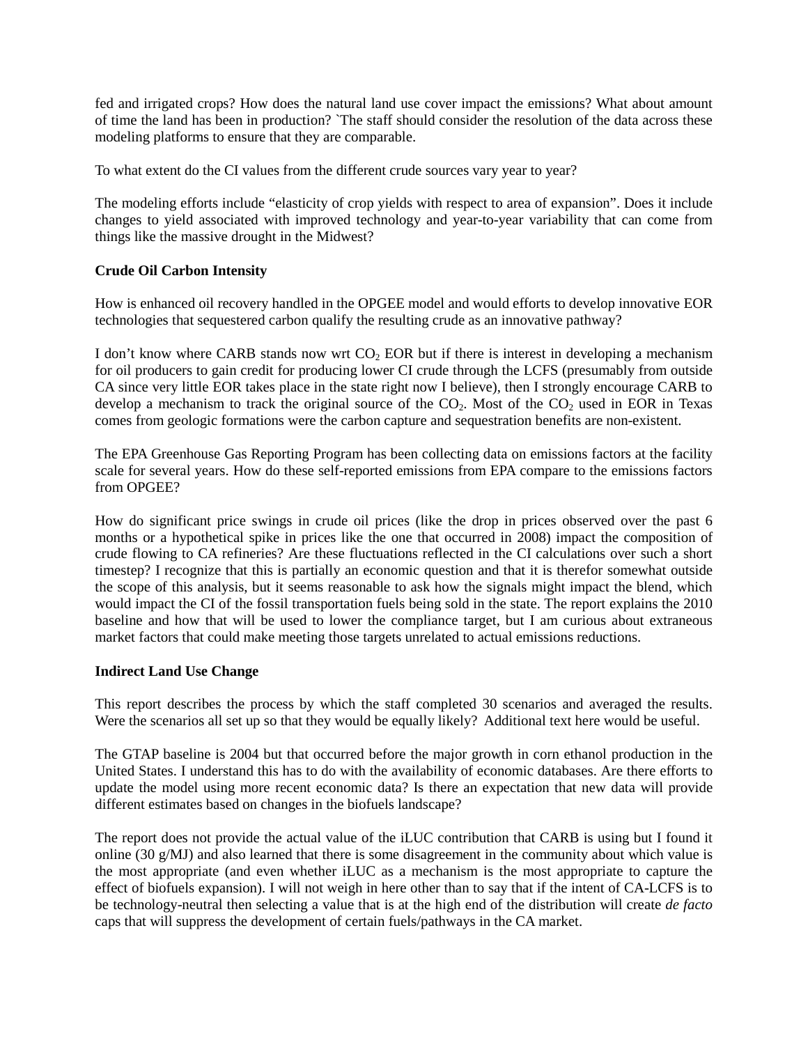fed and irrigated crops? How does the natural land use cover impact the emissions? What about amount of time the land has been in production? `The staff should consider the resolution of the data across these modeling platforms to ensure that they are comparable.

To what extent do the CI values from the different crude sources vary year to year?

The modeling efforts include "elasticity of crop yields with respect to area of expansion". Does it include changes to yield associated with improved technology and year-to-year variability that can come from things like the massive drought in the Midwest?

**Crude Oil Carbon Intensity**

How is enhanced oil recovery handled in the OPGEE model and would efforts to develop innovative EOR technologies that sequestered carbon qualify the resulting crude as an innovative pathway?

I don't know where CARB stands now wrt $CO_2$ EOR but if there is interest in developing a mechanism for oil producers to gain credit for producing lower CI crude through the LCFS (presumably from outside CA since very little EOR takes place in the state right now I believe), then I strongly encourage CARB to develop a mechanism to track the original source of the $CO_2$. Most of the $CO_2$ used in EOR in Texas comes from geologic formations were the carbon capture and sequestration benefits are non-existent.

The EPA Greenhouse Gas Reporting Program has been collecting data on emissions factors at the facility scale for several years. How do these self-reported emissions from EPA compare to the emissions factors from OPGEE?

How do significant price swings in crude oil prices (like the drop in prices observed over the past 6 months or a hypothetical spike in prices like the one that occurred in 2008) impact the composition of crude flowing to CA refineries? Are these fluctuations reflected in the CI calculations over such a short timestep? I recognize that this is partially an economic question and that it is therefor somewhat outside the scope of this analysis, but it seems reasonable to ask how the signals might impact the blend, which would impact the CI of the fossil transportation fuels being sold in the state. The report explains the 2010 baseline and how that will be used to lower the compliance target, but I am curious about extraneous market factors that could make meeting those targets unrelated to actual emissions reductions.

**Indirect Land Use Change**

This report describes the process by which the staff completed 30 scenarios and averaged the results. Were the scenarios all set up so that they would be equally likely? Additional text here would be useful.

The GTAP baseline is 2004 but that occurred before the major growth in corn ethanol production in the United States. I understand this has to do with the availability of economic databases. Are there efforts to update the model using more recent economic data? Is there an expectation that new data will provide different estimates based on changes in the biofuels landscape?

The report does not provide the actual value of the iLUC contribution that CARB is using but I found it online (30 g/MJ) and also learned that there is some disagreement in the community about which value is the most appropriate (and even whether iLUC as a mechanism is the most appropriate to capture the effect of biofuels expansion). I will not weigh in here other than to say that if the intent of CA-LCFS is to be technology-neutral then selecting a value that is at the high end of the distribution will create *de facto* caps that will suppress the development of certain fuels/pathways in the CA market.